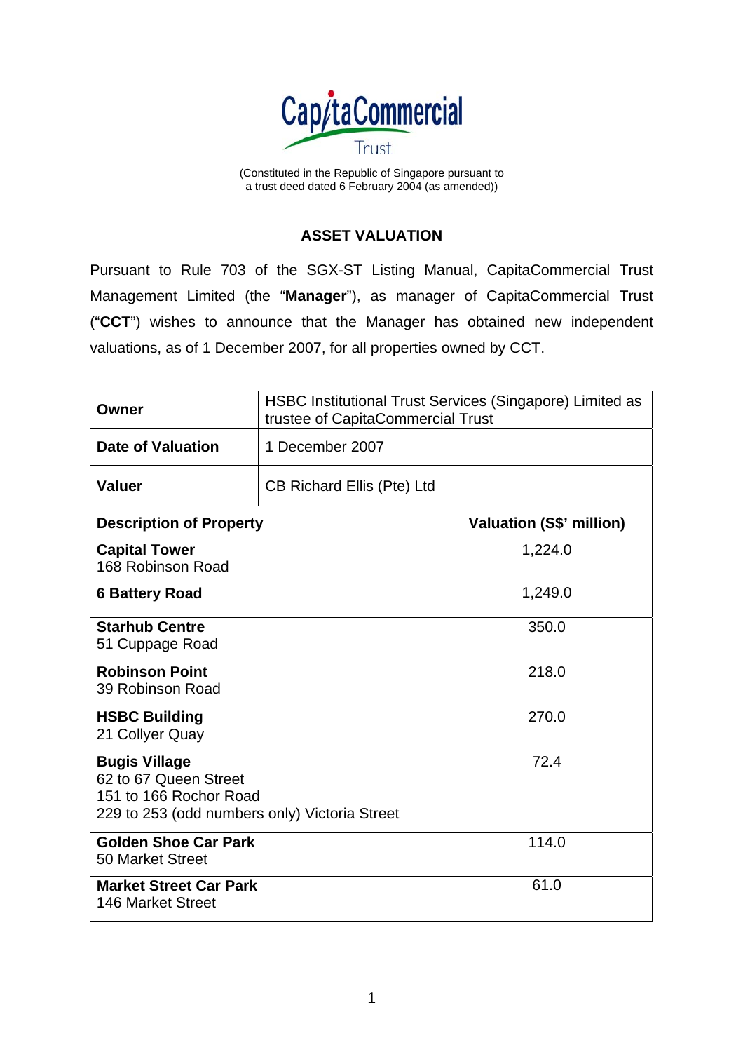CapitaCommercial Trust

(Constituted in the Republic of Singapore pursuant to a trust deed dated 6 February 2004 (as amended))

## ASSET VALUATION

Pursuant to Rule 703 of the SGX-ST Listing Manual, CapitaCommercial Trust Management Limited (the "**Manager**"), as manager of CapitaCommercial Trust ("**CCT**") wishes to announce that the Manager has obtained new independent valuations, as of 1 December 2007, for all properties owned by CCT.

| **Owner** | HSBC Institutional Trust Services (Singapore) Limited as trustee of CapitaCommercial Trust |
|---|---|
| **Date of Valuation** | 1 December 2007 |
| **Valuer** | CB Richard Ellis (Pte) Ltd |

| **Description of Property** | **Valuation (S$' million)** |
|---|---|
| **Capital Tower**<br>168 Robinson Road | 1,224.0 |
| **6 Battery Road** | 1,249.0 |
| **Starhub Centre**<br>51 Cuppage Road | 350.0 |
| **Robinson Point**<br>39 Robinson Road | 218.0 |
| **HSBC Building**<br>21 Collyer Quay | 270.0 |
| **Bugis Village**<br>62 to 67 Queen Street<br>151 to 166 Rochor Road<br>229 to 253 (odd numbers only) Victoria Street | 72.4 |
| **Golden Shoe Car Park**<br>50 Market Street | 114.0 |
| **Market Street Car Park**<br>146 Market Street | 61.0 |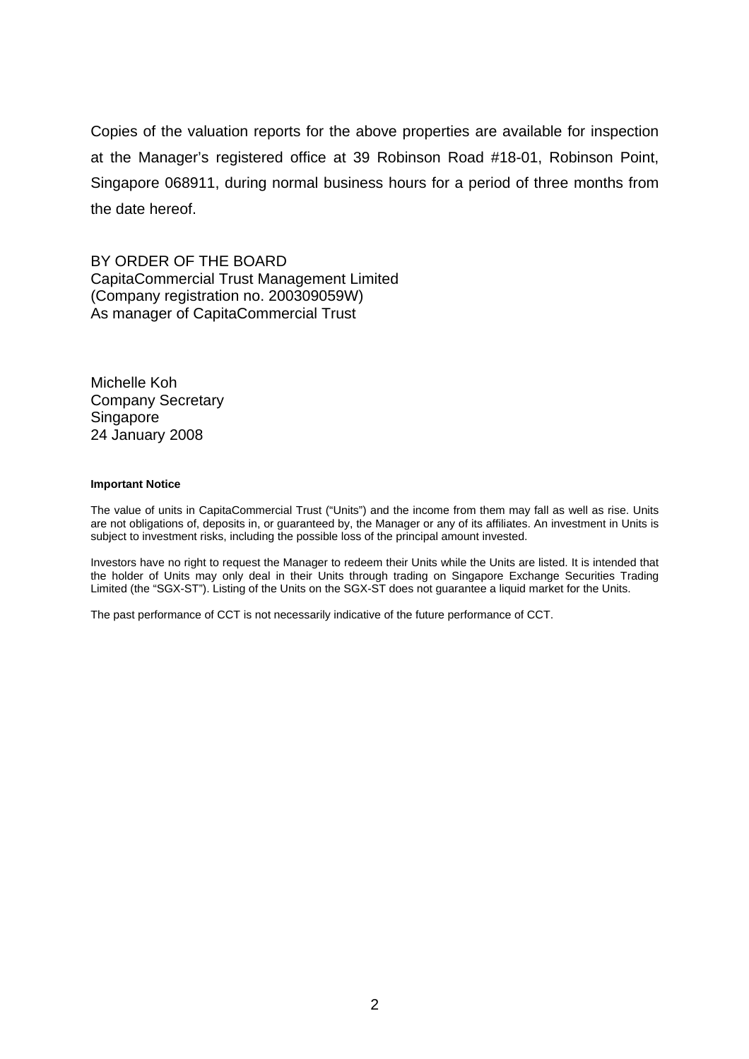Copies of the valuation reports for the above properties are available for inspection at the Manager's registered office at 39 Robinson Road #18-01, Robinson Point, Singapore 068911, during normal business hours for a period of three months from the date hereof.

BY ORDER OF THE BOARD
CapitaCommercial Trust Management Limited
(Company registration no. 200309059W)
As manager of CapitaCommercial Trust

Michelle Koh
Company Secretary
Singapore
24 January 2008

**Important Notice**

The value of units in CapitaCommercial Trust ("Units") and the income from them may fall as well as rise. Units are not obligations of, deposits in, or guaranteed by, the Manager or any of its affiliates. An investment in Units is subject to investment risks, including the possible loss of the principal amount invested.

Investors have no right to request the Manager to redeem their Units while the Units are listed. It is intended that the holder of Units may only deal in their Units through trading on Singapore Exchange Securities Trading Limited (the "SGX-ST"). Listing of the Units on the SGX-ST does not guarantee a liquid market for the Units.

The past performance of CCT is not necessarily indicative of the future performance of CCT.